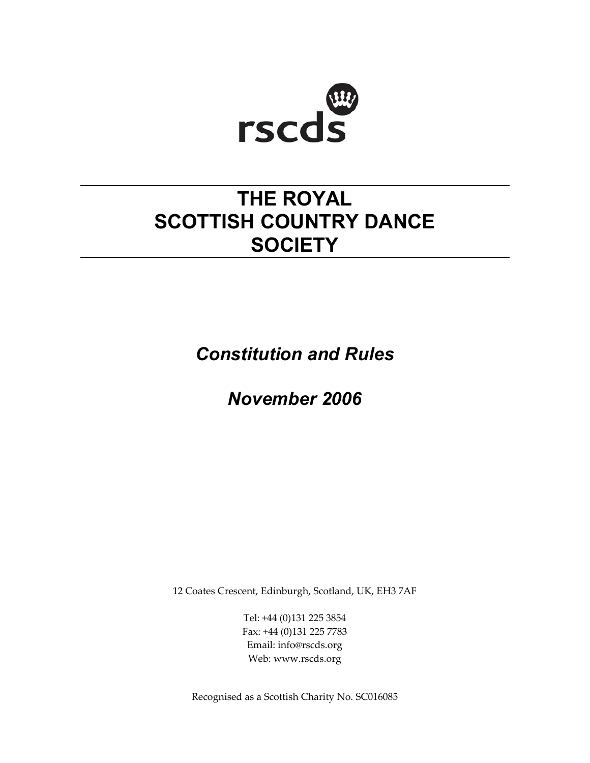rscds

# THE ROYAL SCOTTISH COUNTRY DANCE SOCIETY

## *Constitution and Rules*

## *November 2006*

12 Coates Crescent, Edinburgh, Scotland, UK, EH3 7AF

Tel: +44 (0)131 225 3854
Fax: +44 (0)131 225 7783
Email: info@rscds.org
Web: www.rscds.org

Recognised as a Scottish Charity No. SC016085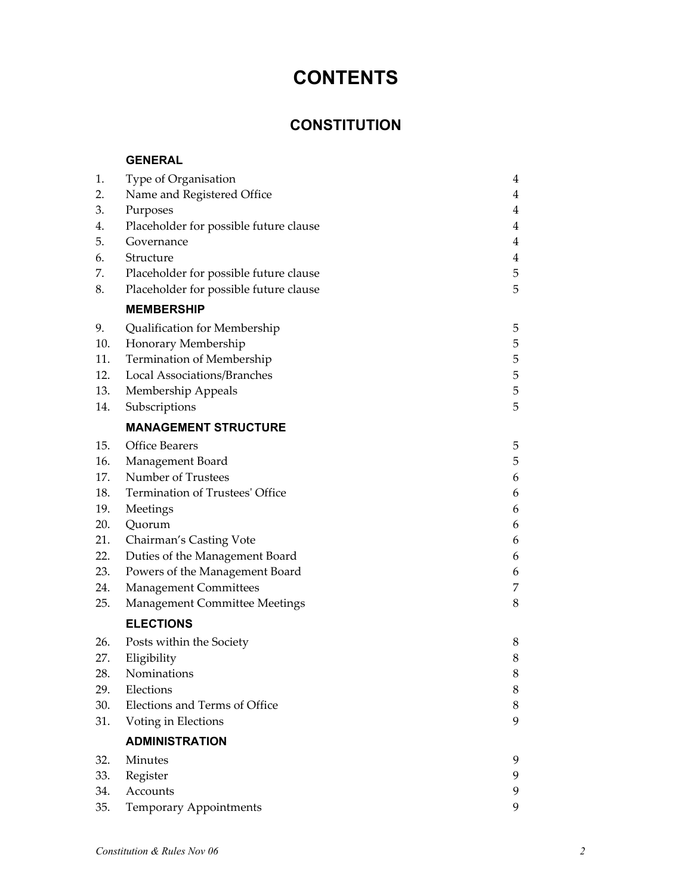# CONTENTS

## CONSTITUTION

### GENERAL

| | | |
|---|---|---|
| 1. | Type of Organisation | 4 |
| 2. | Name and Registered Office | 4 |
| 3. | Purposes | 4 |
| 4. | Placeholder for possible future clause | 4 |
| 5. | Governance | 4 |
| 6. | Structure | 4 |
| 7. | Placeholder for possible future clause | 5 |
| 8. | Placeholder for possible future clause | 5 |

### MEMBERSHIP

| | | |
|---|---|---|
| 9. | Qualification for Membership | 5 |
| 10. | Honorary Membership | 5 |
| 11. | Termination of Membership | 5 |
| 12. | Local Associations/Branches | 5 |
| 13. | Membership Appeals | 5 |
| 14. | Subscriptions | 5 |

### MANAGEMENT STRUCTURE

| | | |
|---|---|---|
| 15. | Office Bearers | 5 |
| 16. | Management Board | 5 |
| 17. | Number of Trustees | 6 |
| 18. | Termination of Trustees' Office | 6 |
| 19. | Meetings | 6 |
| 20. | Quorum | 6 |
| 21. | Chairman's Casting Vote | 6 |
| 22. | Duties of the Management Board | 6 |
| 23. | Powers of the Management Board | 6 |
| 24. | Management Committees | 7 |
| 25. | Management Committee Meetings | 8 |

### ELECTIONS

| | | |
|---|---|---|
| 26. | Posts within the Society | 8 |
| 27. | Eligibility | 8 |
| 28. | Nominations | 8 |
| 29. | Elections | 8 |
| 30. | Elections and Terms of Office | 8 |
| 31. | Voting in Elections | 9 |

### ADMINISTRATION

| | | |
|---|---|---|
| 32. | Minutes | 9 |
| 33. | Register | 9 |
| 34. | Accounts | 9 |
| 35. | Temporary Appointments | 9 |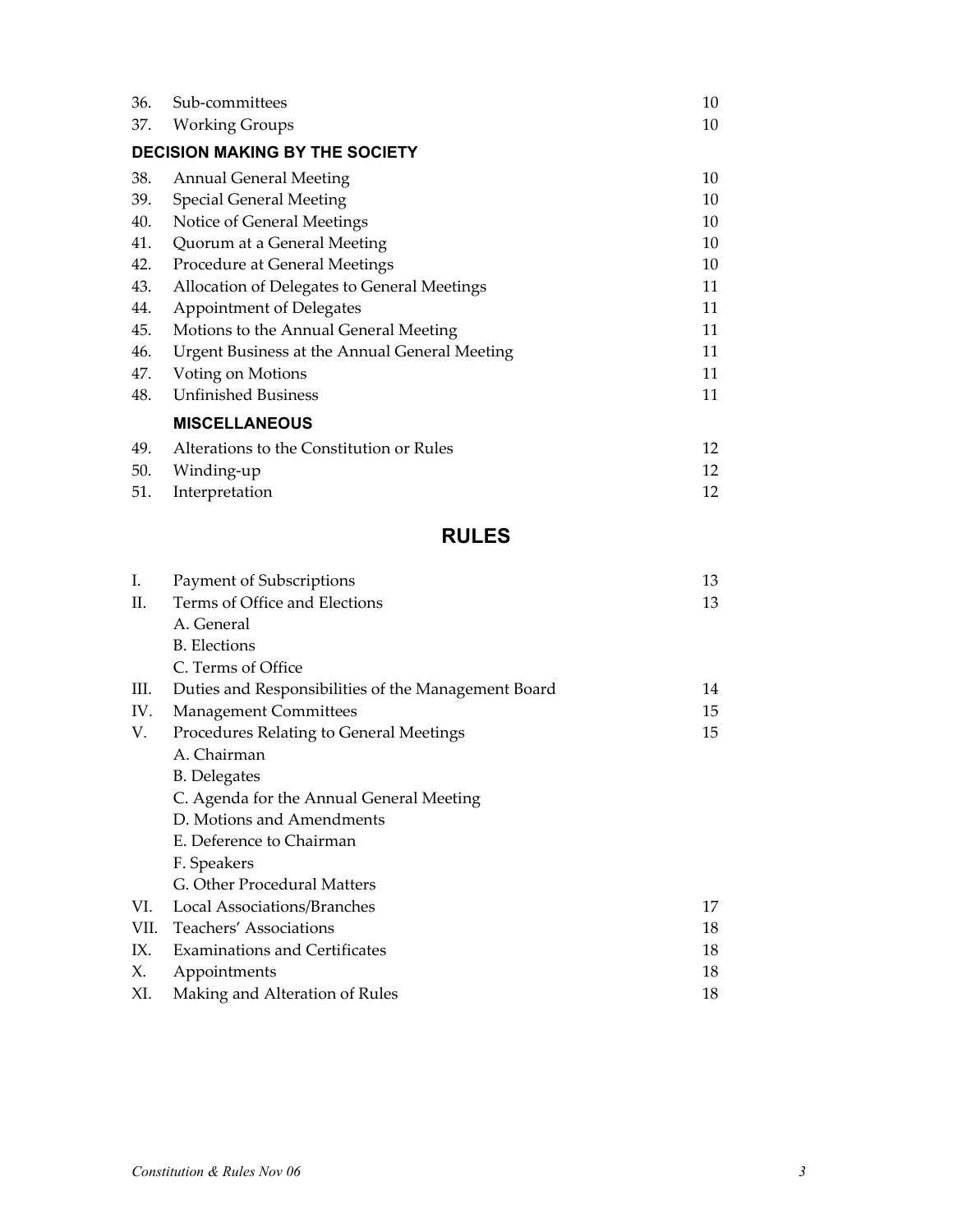| | | |
|---|---|---|
| 36. | Sub-committees | 10 |
| 37. | Working Groups | 10 |

**DECISION MAKING BY THE SOCIETY**

| | | |
|---|---|---|
| 38. | Annual General Meeting | 10 |
| 39. | Special General Meeting | 10 |
| 40. | Notice of General Meetings | 10 |
| 41. | Quorum at a General Meeting | 10 |
| 42. | Procedure at General Meetings | 10 |
| 43. | Allocation of Delegates to General Meetings | 11 |
| 44. | Appointment of Delegates | 11 |
| 45. | Motions to the Annual General Meeting | 11 |
| 46. | Urgent Business at the Annual General Meeting | 11 |
| 47. | Voting on Motions | 11 |
| 48. | Unfinished Business | 11 |

**MISCELLANEOUS**

| | | |
|---|---|---|
| 49. | Alterations to the Constitution or Rules | 12 |
| 50. | Winding-up | 12 |
| 51. | Interpretation | 12 |

## RULES

| | | |
|---|---|---|
| I. | Payment of Subscriptions | 13 |
| II. | Terms of Office and Elections | 13 |
| | A. General | |
| | B. Elections | |
| | C. Terms of Office | |
| III. | Duties and Responsibilities of the Management Board | 14 |
| IV. | Management Committees | 15 |
| V. | Procedures Relating to General Meetings | 15 |
| | A. Chairman | |
| | B. Delegates | |
| | C. Agenda for the Annual General Meeting | |
| | D. Motions and Amendments | |
| | E. Deference to Chairman | |
| | F. Speakers | |
| | G. Other Procedural Matters | |
| VI. | Local Associations/Branches | 17 |
| VII. | Teachers' Associations | 18 |
| IX. | Examinations and Certificates | 18 |
| X. | Appointments | 18 |
| XI. | Making and Alteration of Rules | 18 |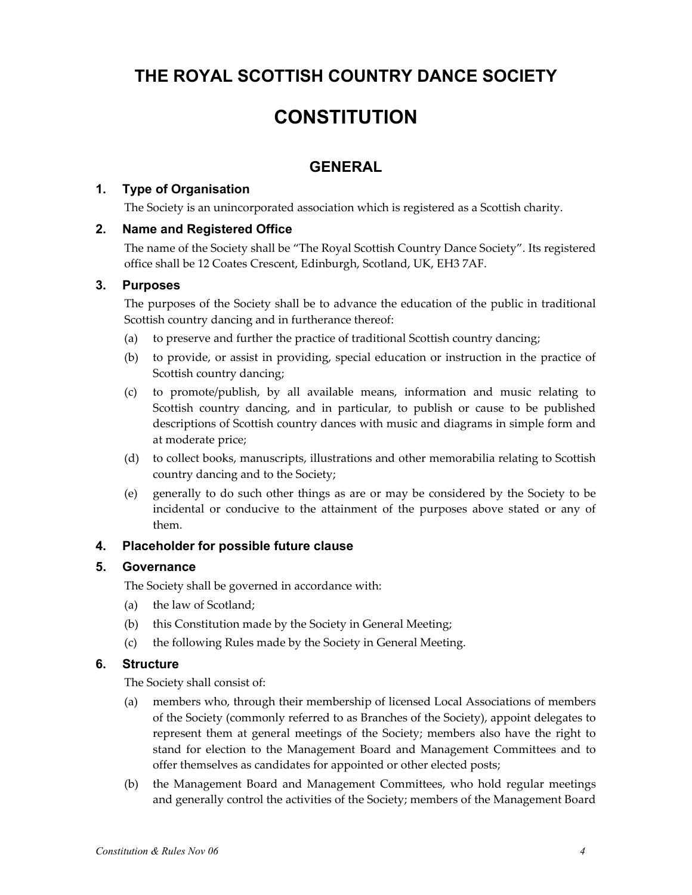# THE ROYAL SCOTTISH COUNTRY DANCE SOCIETY

# CONSTITUTION

## GENERAL

### 1. Type of Organisation

The Society is an unincorporated association which is registered as a Scottish charity.

### 2. Name and Registered Office

The name of the Society shall be "The Royal Scottish Country Dance Society". Its registered office shall be 12 Coates Crescent, Edinburgh, Scotland, UK, EH3 7AF.

### 3. Purposes

The purposes of the Society shall be to advance the education of the public in traditional Scottish country dancing and in furtherance thereof:

(a) to preserve and further the practice of traditional Scottish country dancing;

(b) to provide, or assist in providing, special education or instruction in the practice of Scottish country dancing;

(c) to promote/publish, by all available means, information and music relating to Scottish country dancing, and in particular, to publish or cause to be published descriptions of Scottish country dances with music and diagrams in simple form and at moderate price;

(d) to collect books, manuscripts, illustrations and other memorabilia relating to Scottish country dancing and to the Society;

(e) generally to do such other things as are or may be considered by the Society to be incidental or conducive to the attainment of the purposes above stated or any of them.

### 4. Placeholder for possible future clause

### 5. Governance

The Society shall be governed in accordance with:

(a) the law of Scotland;

(b) this Constitution made by the Society in General Meeting;

(c) the following Rules made by the Society in General Meeting.

### 6. Structure

The Society shall consist of:

(a) members who, through their membership of licensed Local Associations of members of the Society (commonly referred to as Branches of the Society), appoint delegates to represent them at general meetings of the Society; members also have the right to stand for election to the Management Board and Management Committees and to offer themselves as candidates for appointed or other elected posts;

(b) the Management Board and Management Committees, who hold regular meetings and generally control the activities of the Society; members of the Management Board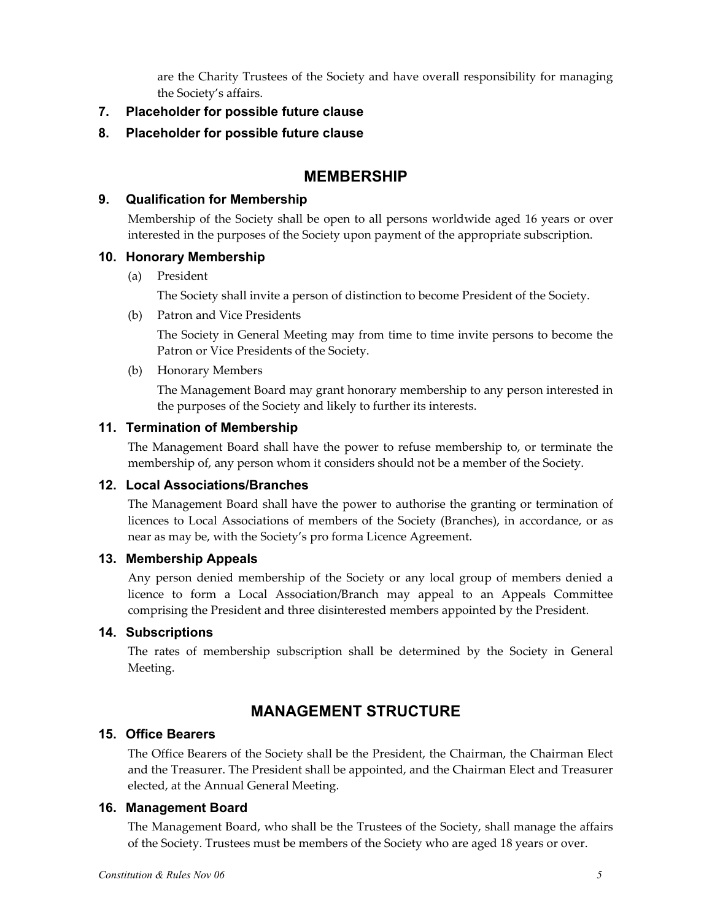are the Charity Trustees of the Society and have overall responsibility for managing the Society's affairs.

### 7. Placeholder for possible future clause

### 8. Placeholder for possible future clause

## MEMBERSHIP

### 9. Qualification for Membership

Membership of the Society shall be open to all persons worldwide aged 16 years or over interested in the purposes of the Society upon payment of the appropriate subscription.

### 10. Honorary Membership

(a) President

The Society shall invite a person of distinction to become President of the Society.

(b) Patron and Vice Presidents

The Society in General Meeting may from time to time invite persons to become the Patron or Vice Presidents of the Society.

(b) Honorary Members

The Management Board may grant honorary membership to any person interested in the purposes of the Society and likely to further its interests.

### 11. Termination of Membership

The Management Board shall have the power to refuse membership to, or terminate the membership of, any person whom it considers should not be a member of the Society.

### 12. Local Associations/Branches

The Management Board shall have the power to authorise the granting or termination of licences to Local Associations of members of the Society (Branches), in accordance, or as near as may be, with the Society's pro forma Licence Agreement.

### 13. Membership Appeals

Any person denied membership of the Society or any local group of members denied a licence to form a Local Association/Branch may appeal to an Appeals Committee comprising the President and three disinterested members appointed by the President.

### 14. Subscriptions

The rates of membership subscription shall be determined by the Society in General Meeting.

## MANAGEMENT STRUCTURE

### 15. Office Bearers

The Office Bearers of the Society shall be the President, the Chairman, the Chairman Elect and the Treasurer. The President shall be appointed, and the Chairman Elect and Treasurer elected, at the Annual General Meeting.

### 16. Management Board

The Management Board, who shall be the Trustees of the Society, shall manage the affairs of the Society. Trustees must be members of the Society who are aged 18 years or over.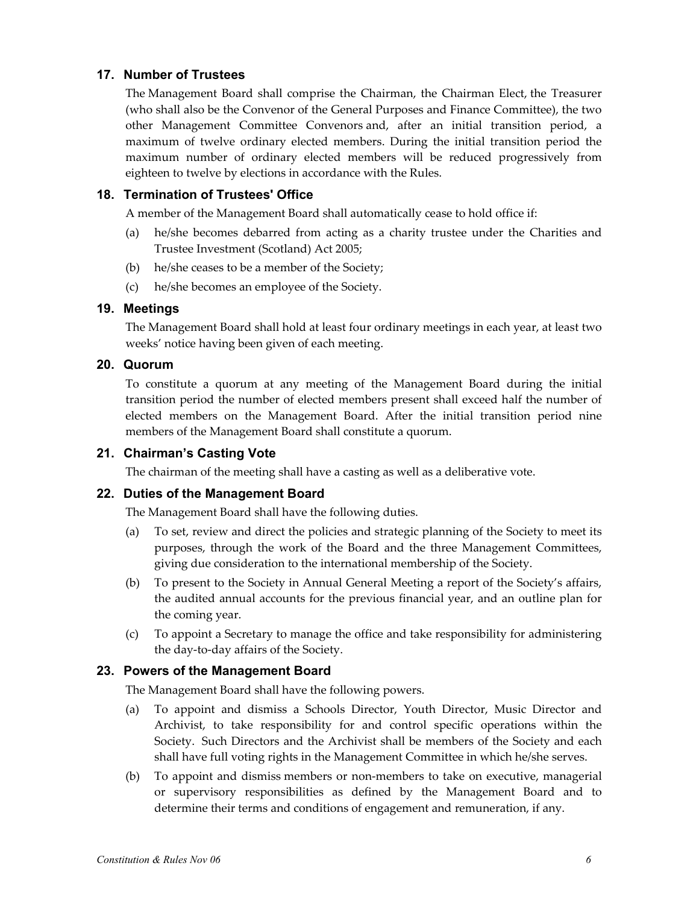### 17. Number of Trustees

The Management Board shall comprise the Chairman, the Chairman Elect, the Treasurer (who shall also be the Convenor of the General Purposes and Finance Committee), the two other Management Committee Convenors and, after an initial transition period, a maximum of twelve ordinary elected members. During the initial transition period the maximum number of ordinary elected members will be reduced progressively from eighteen to twelve by elections in accordance with the Rules.

### 18. Termination of Trustees' Office

A member of the Management Board shall automatically cease to hold office if:

(a) he/she becomes debarred from acting as a charity trustee under the Charities and Trustee Investment (Scotland) Act 2005;

(b) he/she ceases to be a member of the Society;

(c) he/she becomes an employee of the Society.

### 19. Meetings

The Management Board shall hold at least four ordinary meetings in each year, at least two weeks' notice having been given of each meeting.

### 20. Quorum

To constitute a quorum at any meeting of the Management Board during the initial transition period the number of elected members present shall exceed half the number of elected members on the Management Board. After the initial transition period nine members of the Management Board shall constitute a quorum.

### 21. Chairman's Casting Vote

The chairman of the meeting shall have a casting as well as a deliberative vote.

### 22. Duties of the Management Board

The Management Board shall have the following duties.

(a) To set, review and direct the policies and strategic planning of the Society to meet its purposes, through the work of the Board and the three Management Committees, giving due consideration to the international membership of the Society.

(b) To present to the Society in Annual General Meeting a report of the Society's affairs, the audited annual accounts for the previous financial year, and an outline plan for the coming year.

(c) To appoint a Secretary to manage the office and take responsibility for administering the day-to-day affairs of the Society.

### 23. Powers of the Management Board

The Management Board shall have the following powers.

(a) To appoint and dismiss a Schools Director, Youth Director, Music Director and Archivist, to take responsibility for and control specific operations within the Society. Such Directors and the Archivist shall be members of the Society and each shall have full voting rights in the Management Committee in which he/she serves.

(b) To appoint and dismiss members or non-members to take on executive, managerial or supervisory responsibilities as defined by the Management Board and to determine their terms and conditions of engagement and remuneration, if any.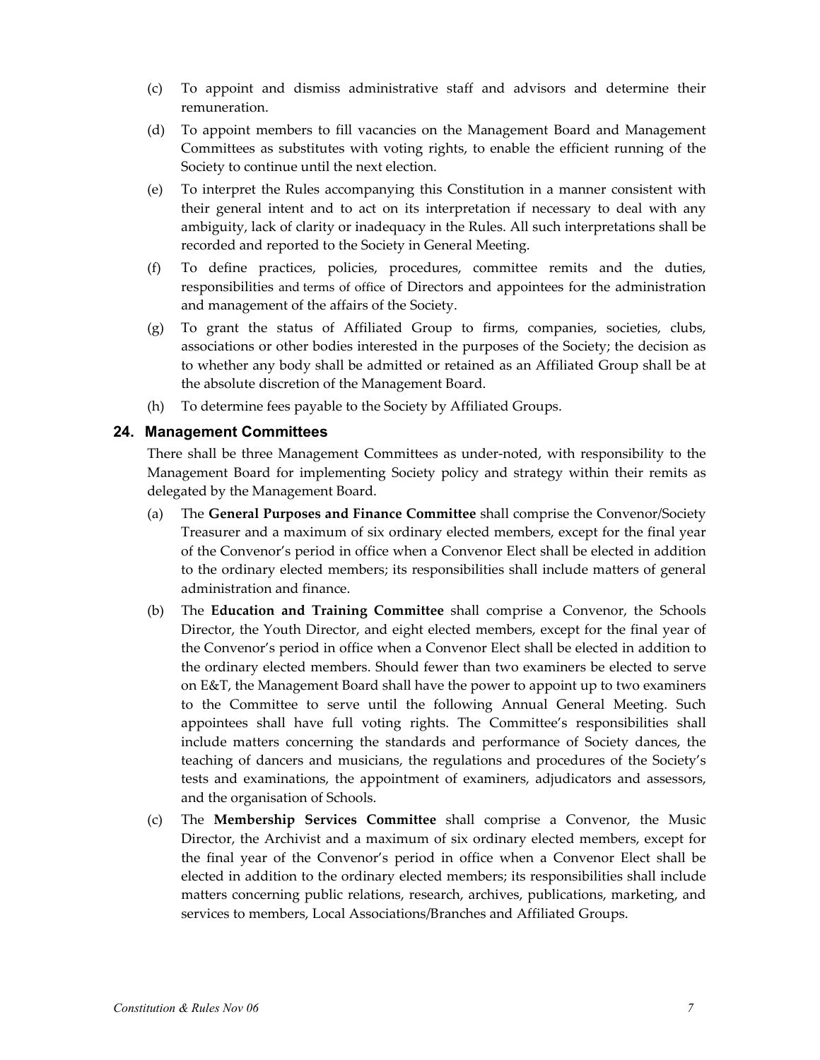(c) To appoint and dismiss administrative staff and advisors and determine their remuneration.

(d) To appoint members to fill vacancies on the Management Board and Management Committees as substitutes with voting rights, to enable the efficient running of the Society to continue until the next election.

(e) To interpret the Rules accompanying this Constitution in a manner consistent with their general intent and to act on its interpretation if necessary to deal with any ambiguity, lack of clarity or inadequacy in the Rules. All such interpretations shall be recorded and reported to the Society in General Meeting.

(f) To define practices, policies, procedures, committee remits and the duties, responsibilities and terms of office of Directors and appointees for the administration and management of the affairs of the Society.

(g) To grant the status of Affiliated Group to firms, companies, societies, clubs, associations or other bodies interested in the purposes of the Society; the decision as to whether any body shall be admitted or retained as an Affiliated Group shall be at the absolute discretion of the Management Board.

(h) To determine fees payable to the Society by Affiliated Groups.

## 24. Management Committees

There shall be three Management Committees as under-noted, with responsibility to the Management Board for implementing Society policy and strategy within their remits as delegated by the Management Board.

(a) The **General Purposes and Finance Committee** shall comprise the Convenor/Society Treasurer and a maximum of six ordinary elected members, except for the final year of the Convenor's period in office when a Convenor Elect shall be elected in addition to the ordinary elected members; its responsibilities shall include matters of general administration and finance.

(b) The **Education and Training Committee** shall comprise a Convenor, the Schools Director, the Youth Director, and eight elected members, except for the final year of the Convenor's period in office when a Convenor Elect shall be elected in addition to the ordinary elected members. Should fewer than two examiners be elected to serve on E&T, the Management Board shall have the power to appoint up to two examiners to the Committee to serve until the following Annual General Meeting. Such appointees shall have full voting rights. The Committee's responsibilities shall include matters concerning the standards and performance of Society dances, the teaching of dancers and musicians, the regulations and procedures of the Society's tests and examinations, the appointment of examiners, adjudicators and assessors, and the organisation of Schools.

(c) The **Membership Services Committee** shall comprise a Convenor, the Music Director, the Archivist and a maximum of six ordinary elected members, except for the final year of the Convenor's period in office when a Convenor Elect shall be elected in addition to the ordinary elected members; its responsibilities shall include matters concerning public relations, research, archives, publications, marketing, and services to members, Local Associations/Branches and Affiliated Groups.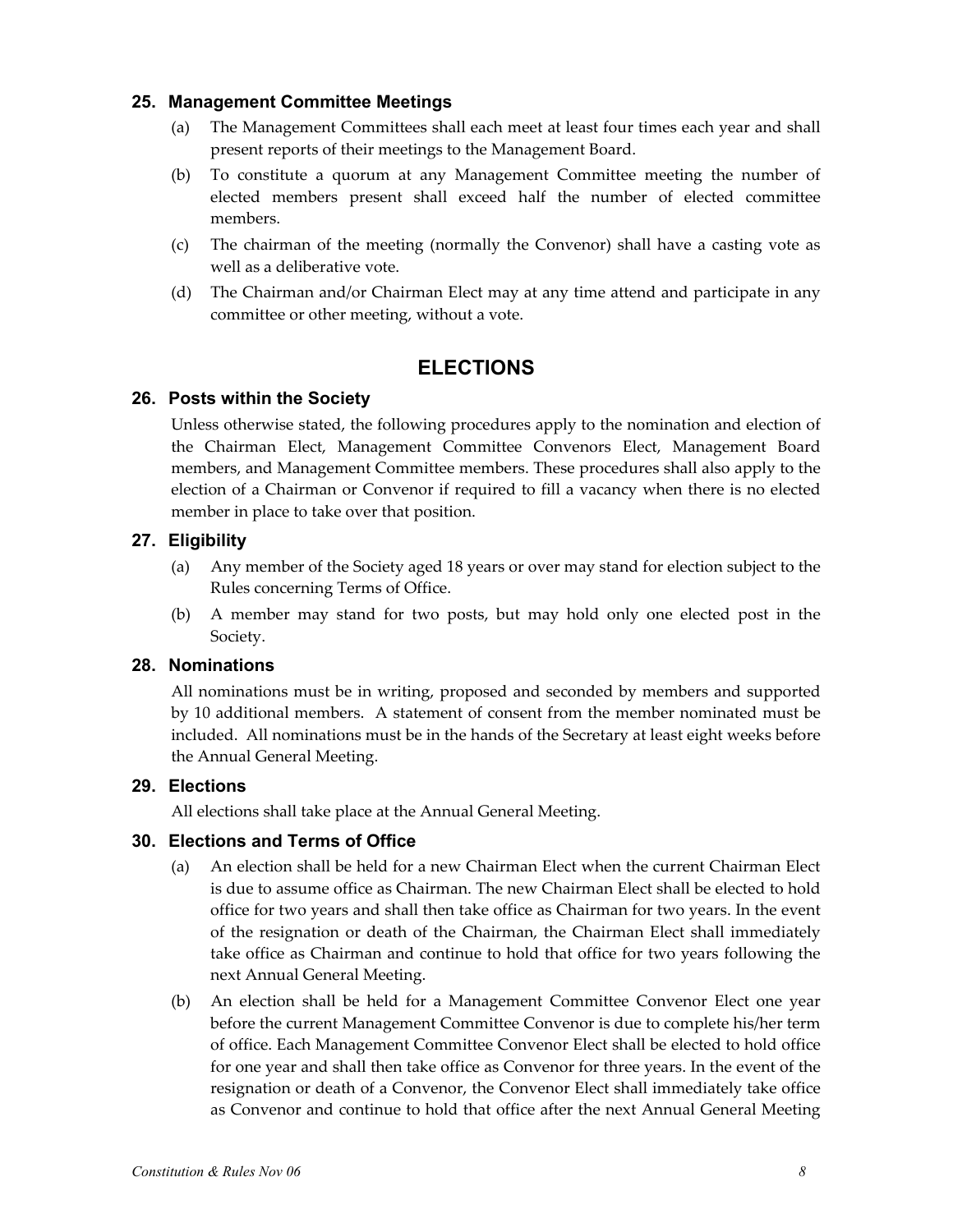### 25. Management Committee Meetings

(a) The Management Committees shall each meet at least four times each year and shall present reports of their meetings to the Management Board.

(b) To constitute a quorum at any Management Committee meeting the number of elected members present shall exceed half the number of elected committee members.

(c) The chairman of the meeting (normally the Convenor) shall have a casting vote as well as a deliberative vote.

(d) The Chairman and/or Chairman Elect may at any time attend and participate in any committee or other meeting, without a vote.

## ELECTIONS

### 26. Posts within the Society

Unless otherwise stated, the following procedures apply to the nomination and election of the Chairman Elect, Management Committee Convenors Elect, Management Board members, and Management Committee members. These procedures shall also apply to the election of a Chairman or Convenor if required to fill a vacancy when there is no elected member in place to take over that position.

### 27. Eligibility

(a) Any member of the Society aged 18 years or over may stand for election subject to the Rules concerning Terms of Office.

(b) A member may stand for two posts, but may hold only one elected post in the Society.

### 28. Nominations

All nominations must be in writing, proposed and seconded by members and supported by 10 additional members. A statement of consent from the member nominated must be included. All nominations must be in the hands of the Secretary at least eight weeks before the Annual General Meeting.

### 29. Elections

All elections shall take place at the Annual General Meeting.

### 30. Elections and Terms of Office

(a) An election shall be held for a new Chairman Elect when the current Chairman Elect is due to assume office as Chairman. The new Chairman Elect shall be elected to hold office for two years and shall then take office as Chairman for two years. In the event of the resignation or death of the Chairman, the Chairman Elect shall immediately take office as Chairman and continue to hold that office for two years following the next Annual General Meeting.

(b) An election shall be held for a Management Committee Convenor Elect one year before the current Management Committee Convenor is due to complete his/her term of office. Each Management Committee Convenor Elect shall be elected to hold office for one year and shall then take office as Convenor for three years. In the event of the resignation or death of a Convenor, the Convenor Elect shall immediately take office as Convenor and continue to hold that office after the next Annual General Meeting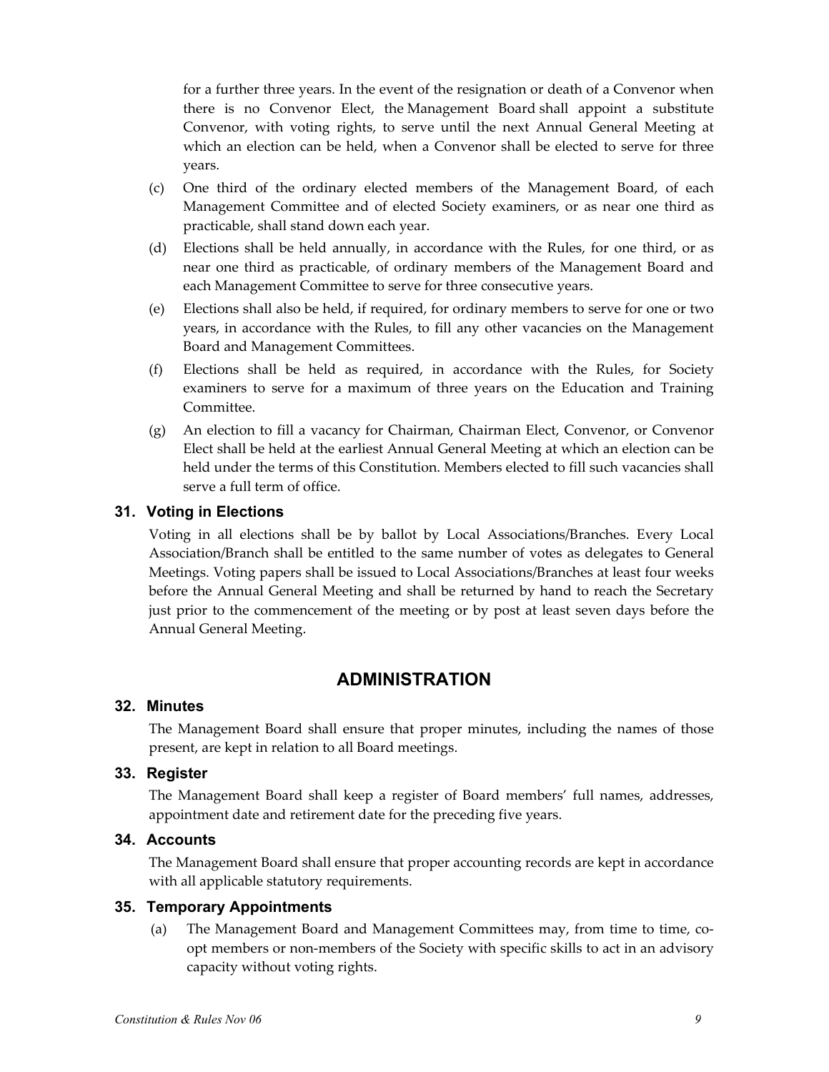for a further three years. In the event of the resignation or death of a Convenor when there is no Convenor Elect, the Management Board shall appoint a substitute Convenor, with voting rights, to serve until the next Annual General Meeting at which an election can be held, when a Convenor shall be elected to serve for three years.

(c) One third of the ordinary elected members of the Management Board, of each Management Committee and of elected Society examiners, or as near one third as practicable, shall stand down each year.

(d) Elections shall be held annually, in accordance with the Rules, for one third, or as near one third as practicable, of ordinary members of the Management Board and each Management Committee to serve for three consecutive years.

(e) Elections shall also be held, if required, for ordinary members to serve for one or two years, in accordance with the Rules, to fill any other vacancies on the Management Board and Management Committees.

(f) Elections shall be held as required, in accordance with the Rules, for Society examiners to serve for a maximum of three years on the Education and Training Committee.

(g) An election to fill a vacancy for Chairman, Chairman Elect, Convenor, or Convenor Elect shall be held at the earliest Annual General Meeting at which an election can be held under the terms of this Constitution. Members elected to fill such vacancies shall serve a full term of office.

### 31. Voting in Elections

Voting in all elections shall be by ballot by Local Associations/Branches. Every Local Association/Branch shall be entitled to the same number of votes as delegates to General Meetings. Voting papers shall be issued to Local Associations/Branches at least four weeks before the Annual General Meeting and shall be returned by hand to reach the Secretary just prior to the commencement of the meeting or by post at least seven days before the Annual General Meeting.

## ADMINISTRATION

### 32. Minutes

The Management Board shall ensure that proper minutes, including the names of those present, are kept in relation to all Board meetings.

### 33. Register

The Management Board shall keep a register of Board members' full names, addresses, appointment date and retirement date for the preceding five years.

### 34. Accounts

The Management Board shall ensure that proper accounting records are kept in accordance with all applicable statutory requirements.

### 35. Temporary Appointments

(a) The Management Board and Management Committees may, from time to time, co-opt members or non-members of the Society with specific skills to act in an advisory capacity without voting rights.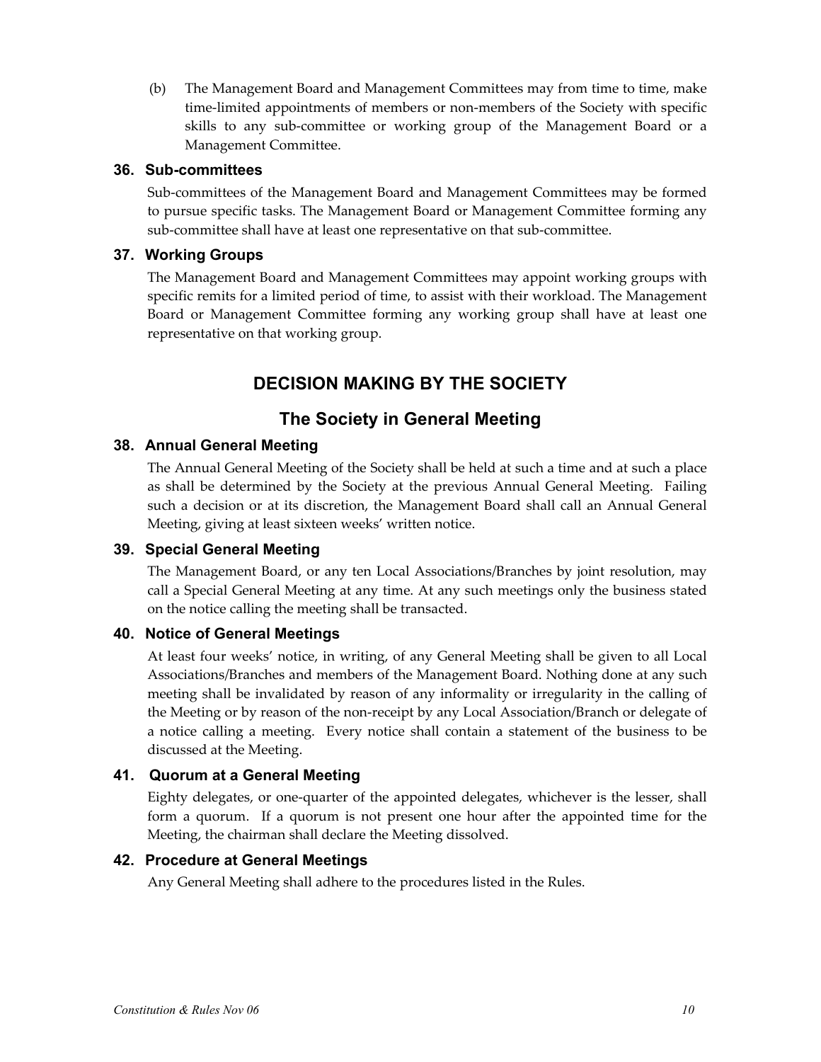(b) The Management Board and Management Committees may from time to time, make time-limited appointments of members or non-members of the Society with specific skills to any sub-committee or working group of the Management Board or a Management Committee.

### 36. Sub-committees

Sub-committees of the Management Board and Management Committees may be formed to pursue specific tasks. The Management Board or Management Committee forming any sub-committee shall have at least one representative on that sub-committee.

### 37. Working Groups

The Management Board and Management Committees may appoint working groups with specific remits for a limited period of time, to assist with their workload. The Management Board or Management Committee forming any working group shall have at least one representative on that working group.

## DECISION MAKING BY THE SOCIETY

## The Society in General Meeting

### 38. Annual General Meeting

The Annual General Meeting of the Society shall be held at such a time and at such a place as shall be determined by the Society at the previous Annual General Meeting. Failing such a decision or at its discretion, the Management Board shall call an Annual General Meeting, giving at least sixteen weeks' written notice.

### 39. Special General Meeting

The Management Board, or any ten Local Associations/Branches by joint resolution, may call a Special General Meeting at any time. At any such meetings only the business stated on the notice calling the meeting shall be transacted.

### 40. Notice of General Meetings

At least four weeks' notice, in writing, of any General Meeting shall be given to all Local Associations/Branches and members of the Management Board. Nothing done at any such meeting shall be invalidated by reason of any informality or irregularity in the calling of the Meeting or by reason of the non-receipt by any Local Association/Branch or delegate of a notice calling a meeting. Every notice shall contain a statement of the business to be discussed at the Meeting.

### 41. Quorum at a General Meeting

Eighty delegates, or one-quarter of the appointed delegates, whichever is the lesser, shall form a quorum. If a quorum is not present one hour after the appointed time for the Meeting, the chairman shall declare the Meeting dissolved.

### 42. Procedure at General Meetings

Any General Meeting shall adhere to the procedures listed in the Rules.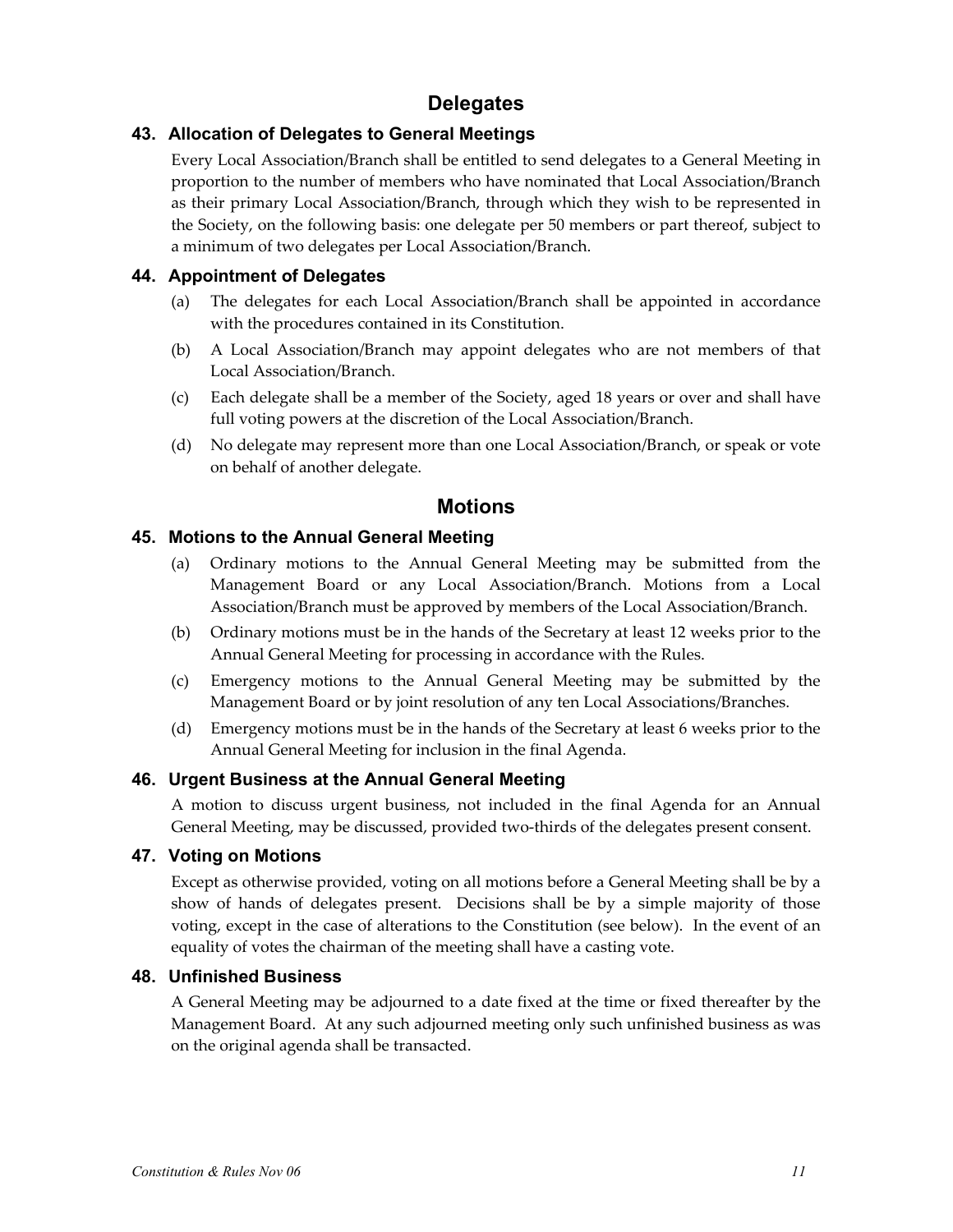## Delegates

### 43. Allocation of Delegates to General Meetings

Every Local Association/Branch shall be entitled to send delegates to a General Meeting in proportion to the number of members who have nominated that Local Association/Branch as their primary Local Association/Branch, through which they wish to be represented in the Society, on the following basis: one delegate per 50 members or part thereof, subject to a minimum of two delegates per Local Association/Branch.

### 44. Appointment of Delegates

(a) The delegates for each Local Association/Branch shall be appointed in accordance with the procedures contained in its Constitution.

(b) A Local Association/Branch may appoint delegates who are not members of that Local Association/Branch.

(c) Each delegate shall be a member of the Society, aged 18 years or over and shall have full voting powers at the discretion of the Local Association/Branch.

(d) No delegate may represent more than one Local Association/Branch, or speak or vote on behalf of another delegate.

## Motions

### 45. Motions to the Annual General Meeting

(a) Ordinary motions to the Annual General Meeting may be submitted from the Management Board or any Local Association/Branch. Motions from a Local Association/Branch must be approved by members of the Local Association/Branch.

(b) Ordinary motions must be in the hands of the Secretary at least 12 weeks prior to the Annual General Meeting for processing in accordance with the Rules.

(c) Emergency motions to the Annual General Meeting may be submitted by the Management Board or by joint resolution of any ten Local Associations/Branches.

(d) Emergency motions must be in the hands of the Secretary at least 6 weeks prior to the Annual General Meeting for inclusion in the final Agenda.

### 46. Urgent Business at the Annual General Meeting

A motion to discuss urgent business, not included in the final Agenda for an Annual General Meeting, may be discussed, provided two-thirds of the delegates present consent.

### 47. Voting on Motions

Except as otherwise provided, voting on all motions before a General Meeting shall be by a show of hands of delegates present. Decisions shall be by a simple majority of those voting, except in the case of alterations to the Constitution (see below). In the event of an equality of votes the chairman of the meeting shall have a casting vote.

### 48. Unfinished Business

A General Meeting may be adjourned to a date fixed at the time or fixed thereafter by the Management Board. At any such adjourned meeting only such unfinished business as was on the original agenda shall be transacted.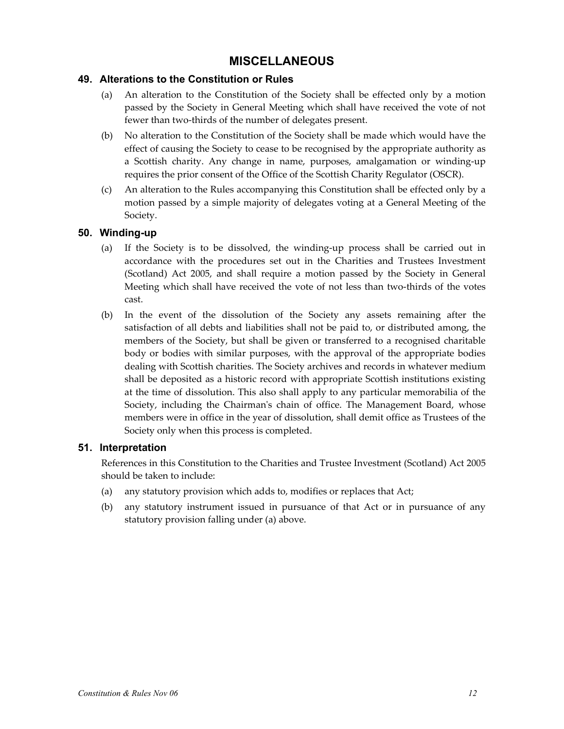## MISCELLANEOUS

### 49. Alterations to the Constitution or Rules

(a) An alteration to the Constitution of the Society shall be effected only by a motion passed by the Society in General Meeting which shall have received the vote of not fewer than two-thirds of the number of delegates present.

(b) No alteration to the Constitution of the Society shall be made which would have the effect of causing the Society to cease to be recognised by the appropriate authority as a Scottish charity. Any change in name, purposes, amalgamation or winding-up requires the prior consent of the Office of the Scottish Charity Regulator (OSCR).

(c) An alteration to the Rules accompanying this Constitution shall be effected only by a motion passed by a simple majority of delegates voting at a General Meeting of the Society.

### 50. Winding-up

(a) If the Society is to be dissolved, the winding-up process shall be carried out in accordance with the procedures set out in the Charities and Trustees Investment (Scotland) Act 2005, and shall require a motion passed by the Society in General Meeting which shall have received the vote of not less than two-thirds of the votes cast.

(b) In the event of the dissolution of the Society any assets remaining after the satisfaction of all debts and liabilities shall not be paid to, or distributed among, the members of the Society, but shall be given or transferred to a recognised charitable body or bodies with similar purposes, with the approval of the appropriate bodies dealing with Scottish charities. The Society archives and records in whatever medium shall be deposited as a historic record with appropriate Scottish institutions existing at the time of dissolution. This also shall apply to any particular memorabilia of the Society, including the Chairman's chain of office. The Management Board, whose members were in office in the year of dissolution, shall demit office as Trustees of the Society only when this process is completed.

### 51. Interpretation

References in this Constitution to the Charities and Trustee Investment (Scotland) Act 2005 should be taken to include:

(a) any statutory provision which adds to, modifies or replaces that Act;

(b) any statutory instrument issued in pursuance of that Act or in pursuance of any statutory provision falling under (a) above.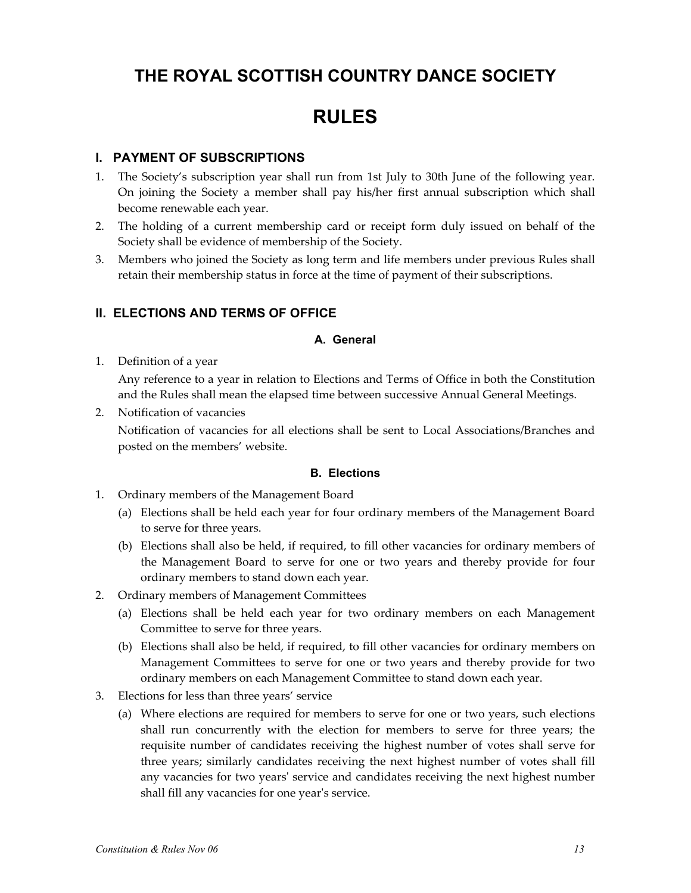# THE ROYAL SCOTTISH COUNTRY DANCE SOCIETY

# RULES

## I. PAYMENT OF SUBSCRIPTIONS

1. The Society's subscription year shall run from 1st July to 30th June of the following year. On joining the Society a member shall pay his/her first annual subscription which shall become renewable each year.
2. The holding of a current membership card or receipt form duly issued on behalf of the Society shall be evidence of membership of the Society.
3. Members who joined the Society as long term and life members under previous Rules shall retain their membership status in force at the time of payment of their subscriptions.

## II. ELECTIONS AND TERMS OF OFFICE

### A. General

1. Definition of a year

   Any reference to a year in relation to Elections and Terms of Office in both the Constitution and the Rules shall mean the elapsed time between successive Annual General Meetings.

2. Notification of vacancies

   Notification of vacancies for all elections shall be sent to Local Associations/Branches and posted on the members' website.

### B. Elections

1. Ordinary members of the Management Board
   - (a) Elections shall be held each year for four ordinary members of the Management Board to serve for three years.
   - (b) Elections shall also be held, if required, to fill other vacancies for ordinary members of the Management Board to serve for one or two years and thereby provide for four ordinary members to stand down each year.
2. Ordinary members of Management Committees
   - (a) Elections shall be held each year for two ordinary members on each Management Committee to serve for three years.
   - (b) Elections shall also be held, if required, to fill other vacancies for ordinary members on Management Committees to serve for one or two years and thereby provide for two ordinary members on each Management Committee to stand down each year.
3. Elections for less than three years' service
   - (a) Where elections are required for members to serve for one or two years, such elections shall run concurrently with the election for members to serve for three years; the requisite number of candidates receiving the highest number of votes shall serve for three years; similarly candidates receiving the next highest number of votes shall fill any vacancies for two years' service and candidates receiving the next highest number shall fill any vacancies for one year's service.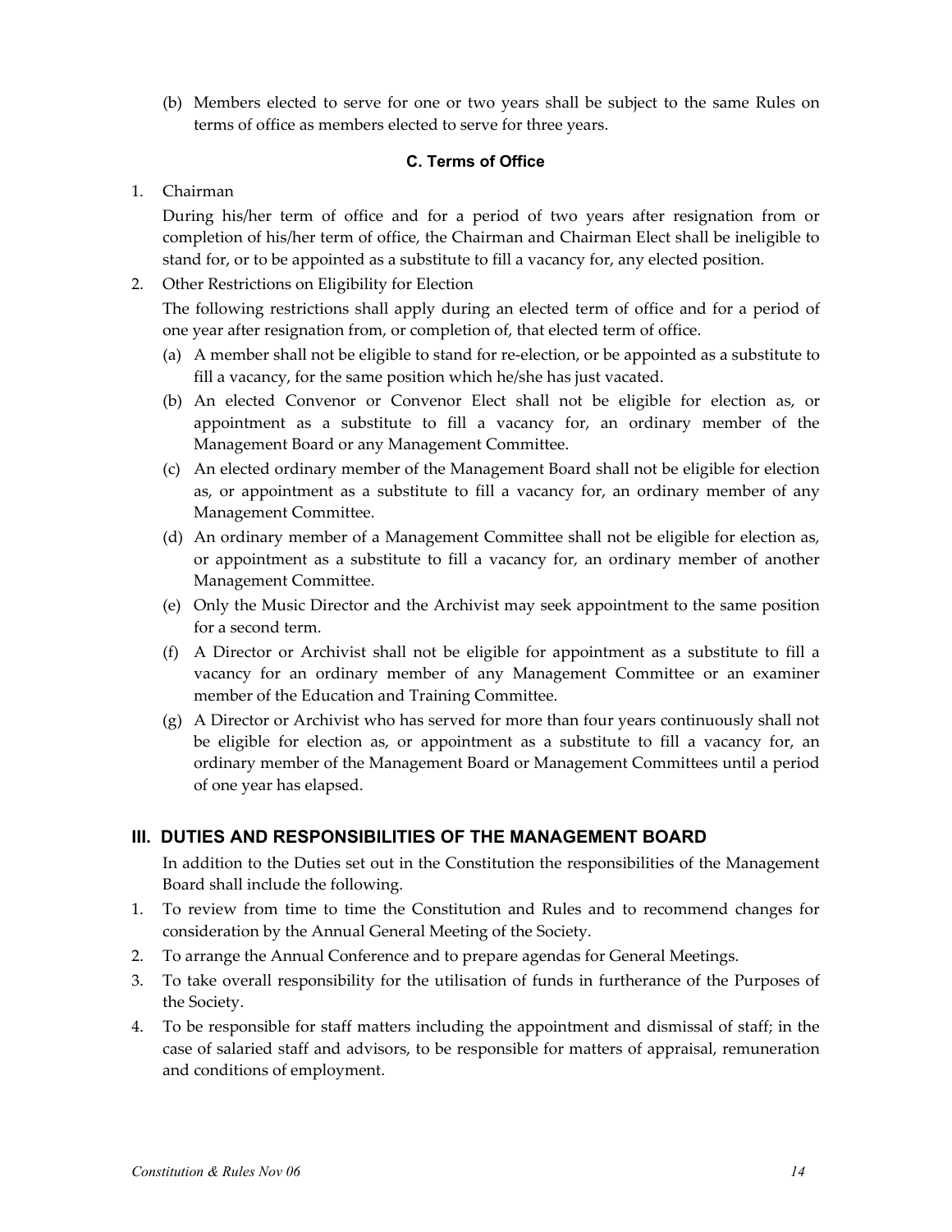(b) Members elected to serve for one or two years shall be subject to the same Rules on terms of office as members elected to serve for three years.

### C. Terms of Office

1. Chairman

   During his/her term of office and for a period of two years after resignation from or completion of his/her term of office, the Chairman and Chairman Elect shall be ineligible to stand for, or to be appointed as a substitute to fill a vacancy for, any elected position.

2. Other Restrictions on Eligibility for Election

   The following restrictions shall apply during an elected term of office and for a period of one year after resignation from, or completion of, that elected term of office.

   (a) A member shall not be eligible to stand for re-election, or be appointed as a substitute to fill a vacancy, for the same position which he/she has just vacated.

   (b) An elected Convenor or Convenor Elect shall not be eligible for election as, or appointment as a substitute to fill a vacancy for, an ordinary member of the Management Board or any Management Committee.

   (c) An elected ordinary member of the Management Board shall not be eligible for election as, or appointment as a substitute to fill a vacancy for, an ordinary member of any Management Committee.

   (d) An ordinary member of a Management Committee shall not be eligible for election as, or appointment as a substitute to fill a vacancy for, an ordinary member of another Management Committee.

   (e) Only the Music Director and the Archivist may seek appointment to the same position for a second term.

   (f) A Director or Archivist shall not be eligible for appointment as a substitute to fill a vacancy for an ordinary member of any Management Committee or an examiner member of the Education and Training Committee.

   (g) A Director or Archivist who has served for more than four years continuously shall not be eligible for election as, or appointment as a substitute to fill a vacancy for, an ordinary member of the Management Board or Management Committees until a period of one year has elapsed.

## III. DUTIES AND RESPONSIBILITIES OF THE MANAGEMENT BOARD

In addition to the Duties set out in the Constitution the responsibilities of the Management Board shall include the following.

1. To review from time to time the Constitution and Rules and to recommend changes for consideration by the Annual General Meeting of the Society.
2. To arrange the Annual Conference and to prepare agendas for General Meetings.
3. To take overall responsibility for the utilisation of funds in furtherance of the Purposes of the Society.
4. To be responsible for staff matters including the appointment and dismissal of staff; in the case of salaried staff and advisors, to be responsible for matters of appraisal, remuneration and conditions of employment.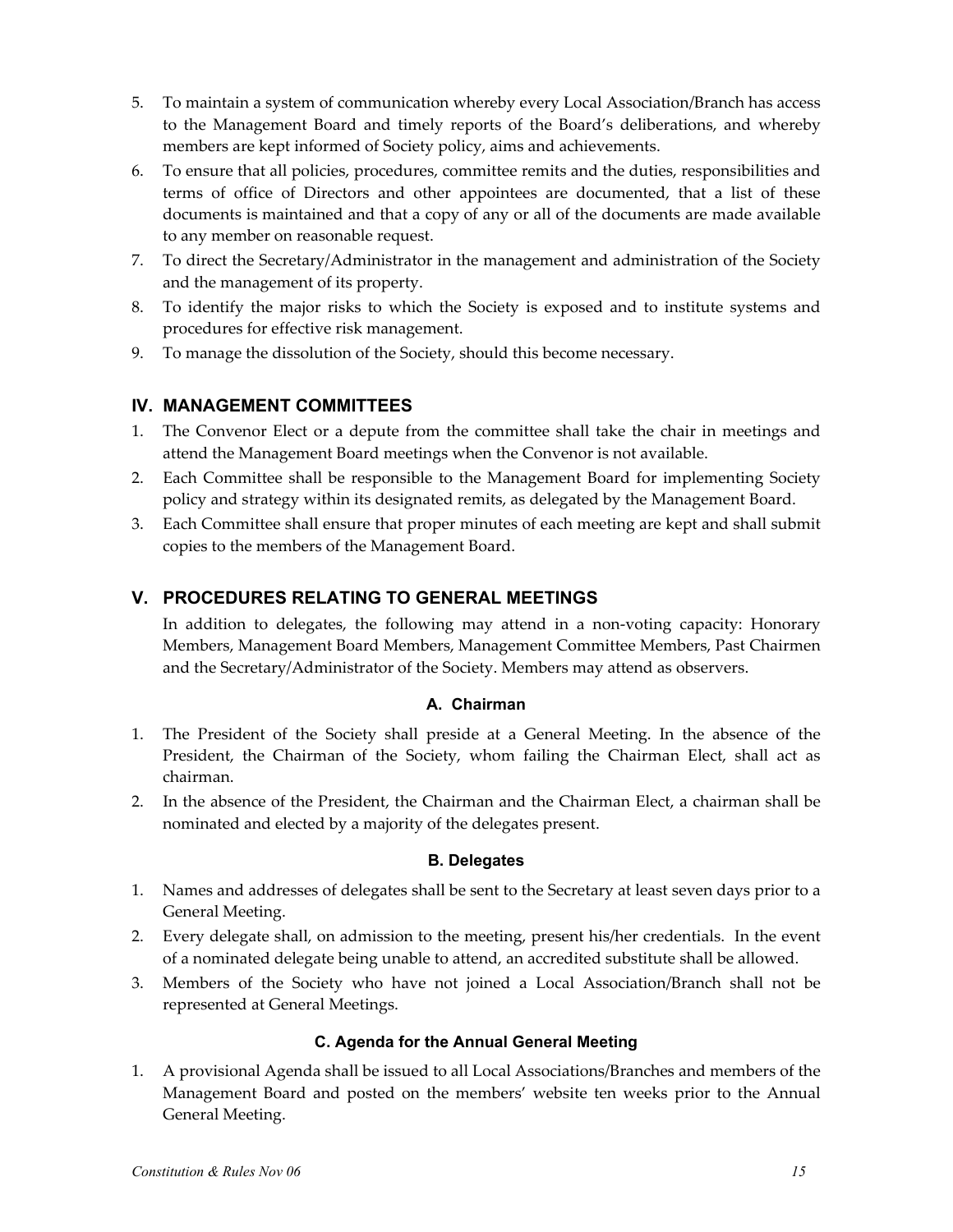5. To maintain a system of communication whereby every Local Association/Branch has access to the Management Board and timely reports of the Board's deliberations, and whereby members are kept informed of Society policy, aims and achievements.
6. To ensure that all policies, procedures, committee remits and the duties, responsibilities and terms of office of Directors and other appointees are documented, that a list of these documents is maintained and that a copy of any or all of the documents are made available to any member on reasonable request.
7. To direct the Secretary/Administrator in the management and administration of the Society and the management of its property.
8. To identify the major risks to which the Society is exposed and to institute systems and procedures for effective risk management.
9. To manage the dissolution of the Society, should this become necessary.

## IV. MANAGEMENT COMMITTEES

1. The Convenor Elect or a depute from the committee shall take the chair in meetings and attend the Management Board meetings when the Convenor is not available.
2. Each Committee shall be responsible to the Management Board for implementing Society policy and strategy within its designated remits, as delegated by the Management Board.
3. Each Committee shall ensure that proper minutes of each meeting are kept and shall submit copies to the members of the Management Board.

## V. PROCEDURES RELATING TO GENERAL MEETINGS

In addition to delegates, the following may attend in a non-voting capacity: Honorary Members, Management Board Members, Management Committee Members, Past Chairmen and the Secretary/Administrator of the Society. Members may attend as observers.

### A. Chairman

1. The President of the Society shall preside at a General Meeting. In the absence of the President, the Chairman of the Society, whom failing the Chairman Elect, shall act as chairman.
2. In the absence of the President, the Chairman and the Chairman Elect, a chairman shall be nominated and elected by a majority of the delegates present.

### B. Delegates

1. Names and addresses of delegates shall be sent to the Secretary at least seven days prior to a General Meeting.
2. Every delegate shall, on admission to the meeting, present his/her credentials. In the event of a nominated delegate being unable to attend, an accredited substitute shall be allowed.
3. Members of the Society who have not joined a Local Association/Branch shall not be represented at General Meetings.

### C. Agenda for the Annual General Meeting

1. A provisional Agenda shall be issued to all Local Associations/Branches and members of the Management Board and posted on the members' website ten weeks prior to the Annual General Meeting.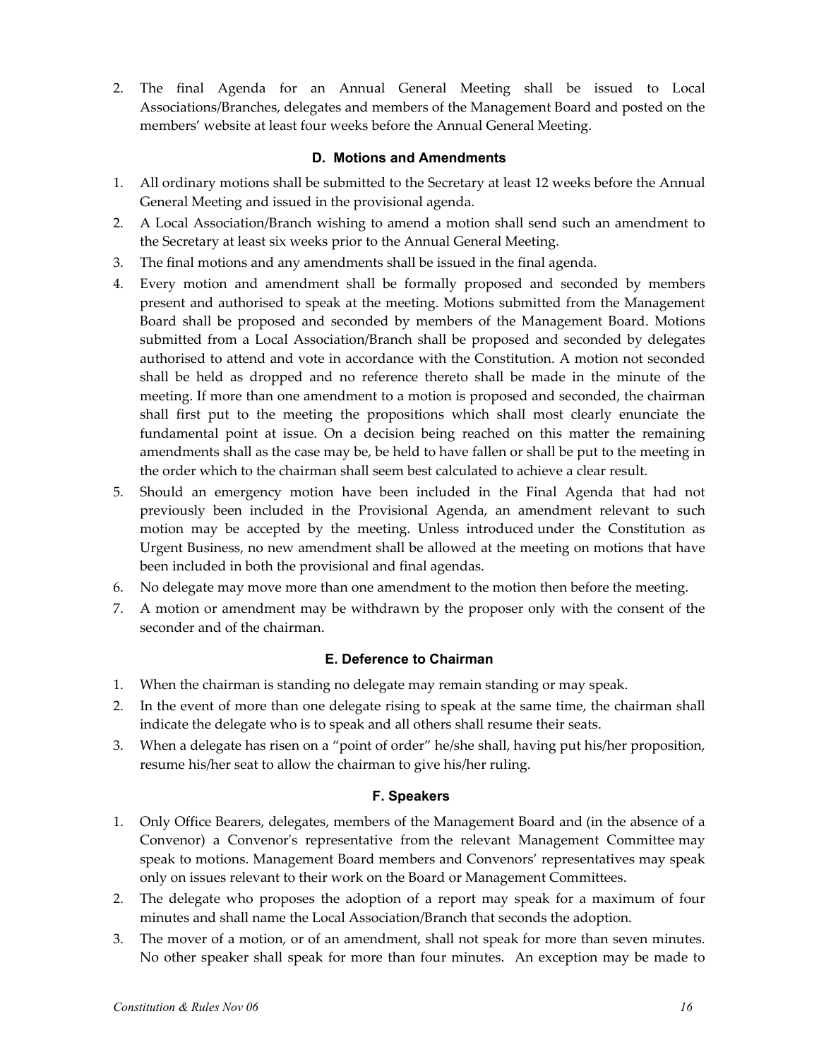2. The final Agenda for an Annual General Meeting shall be issued to Local Associations/Branches, delegates and members of the Management Board and posted on the members' website at least four weeks before the Annual General Meeting.

### D. Motions and Amendments

1. All ordinary motions shall be submitted to the Secretary at least 12 weeks before the Annual General Meeting and issued in the provisional agenda.
2. A Local Association/Branch wishing to amend a motion shall send such an amendment to the Secretary at least six weeks prior to the Annual General Meeting.
3. The final motions and any amendments shall be issued in the final agenda.
4. Every motion and amendment shall be formally proposed and seconded by members present and authorised to speak at the meeting. Motions submitted from the Management Board shall be proposed and seconded by members of the Management Board. Motions submitted from a Local Association/Branch shall be proposed and seconded by delegates authorised to attend and vote in accordance with the Constitution. A motion not seconded shall be held as dropped and no reference thereto shall be made in the minute of the meeting. If more than one amendment to a motion is proposed and seconded, the chairman shall first put to the meeting the propositions which shall most clearly enunciate the fundamental point at issue. On a decision being reached on this matter the remaining amendments shall as the case may be, be held to have fallen or shall be put to the meeting in the order which to the chairman shall seem best calculated to achieve a clear result.
5. Should an emergency motion have been included in the Final Agenda that had not previously been included in the Provisional Agenda, an amendment relevant to such motion may be accepted by the meeting. Unless introduced under the Constitution as Urgent Business, no new amendment shall be allowed at the meeting on motions that have been included in both the provisional and final agendas.
6. No delegate may move more than one amendment to the motion then before the meeting.
7. A motion or amendment may be withdrawn by the proposer only with the consent of the seconder and of the chairman.

### E. Deference to Chairman

1. When the chairman is standing no delegate may remain standing or may speak.
2. In the event of more than one delegate rising to speak at the same time, the chairman shall indicate the delegate who is to speak and all others shall resume their seats.
3. When a delegate has risen on a "point of order" he/she shall, having put his/her proposition, resume his/her seat to allow the chairman to give his/her ruling.

### F. Speakers

1. Only Office Bearers, delegates, members of the Management Board and (in the absence of a Convenor) a Convenor's representative from the relevant Management Committee may speak to motions. Management Board members and Convenors' representatives may speak only on issues relevant to their work on the Board or Management Committees.
2. The delegate who proposes the adoption of a report may speak for a maximum of four minutes and shall name the Local Association/Branch that seconds the adoption.
3. The mover of a motion, or of an amendment, shall not speak for more than seven minutes. No other speaker shall speak for more than four minutes. An exception may be made to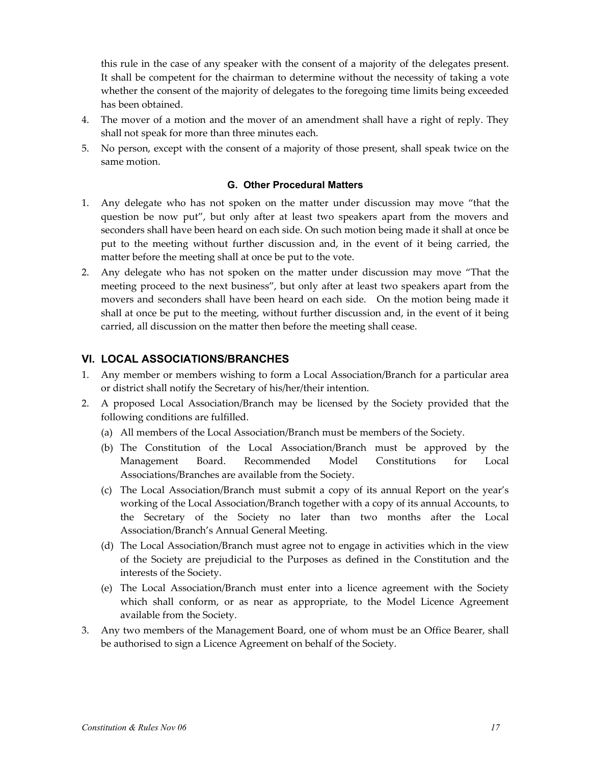this rule in the case of any speaker with the consent of a majority of the delegates present. It shall be competent for the chairman to determine without the necessity of taking a vote whether the consent of the majority of delegates to the foregoing time limits being exceeded has been obtained.

4. The mover of a motion and the mover of an amendment shall have a right of reply. They shall not speak for more than three minutes each.
5. No person, except with the consent of a majority of those present, shall speak twice on the same motion.

#### G. Other Procedural Matters

1. Any delegate who has not spoken on the matter under discussion may move "that the question be now put", but only after at least two speakers apart from the movers and seconders shall have been heard on each side. On such motion being made it shall at once be put to the meeting without further discussion and, in the event of it being carried, the matter before the meeting shall at once be put to the vote.
2. Any delegate who has not spoken on the matter under discussion may move "That the meeting proceed to the next business", but only after at least two speakers apart from the movers and seconders shall have been heard on each side. On the motion being made it shall at once be put to the meeting, without further discussion and, in the event of it being carried, all discussion on the matter then before the meeting shall cease.

### VI. LOCAL ASSOCIATIONS/BRANCHES

1. Any member or members wishing to form a Local Association/Branch for a particular area or district shall notify the Secretary of his/her/their intention.
2. A proposed Local Association/Branch may be licensed by the Society provided that the following conditions are fulfilled.
   (a) All members of the Local Association/Branch must be members of the Society.
   (b) The Constitution of the Local Association/Branch must be approved by the Management Board. Recommended Model Constitutions for Local Associations/Branches are available from the Society.
   (c) The Local Association/Branch must submit a copy of its annual Report on the year's working of the Local Association/Branch together with a copy of its annual Accounts, to the Secretary of the Society no later than two months after the Local Association/Branch's Annual General Meeting.
   (d) The Local Association/Branch must agree not to engage in activities which in the view of the Society are prejudicial to the Purposes as defined in the Constitution and the interests of the Society.
   (e) The Local Association/Branch must enter into a licence agreement with the Society which shall conform, or as near as appropriate, to the Model Licence Agreement available from the Society.
3. Any two members of the Management Board, one of whom must be an Office Bearer, shall be authorised to sign a Licence Agreement on behalf of the Society.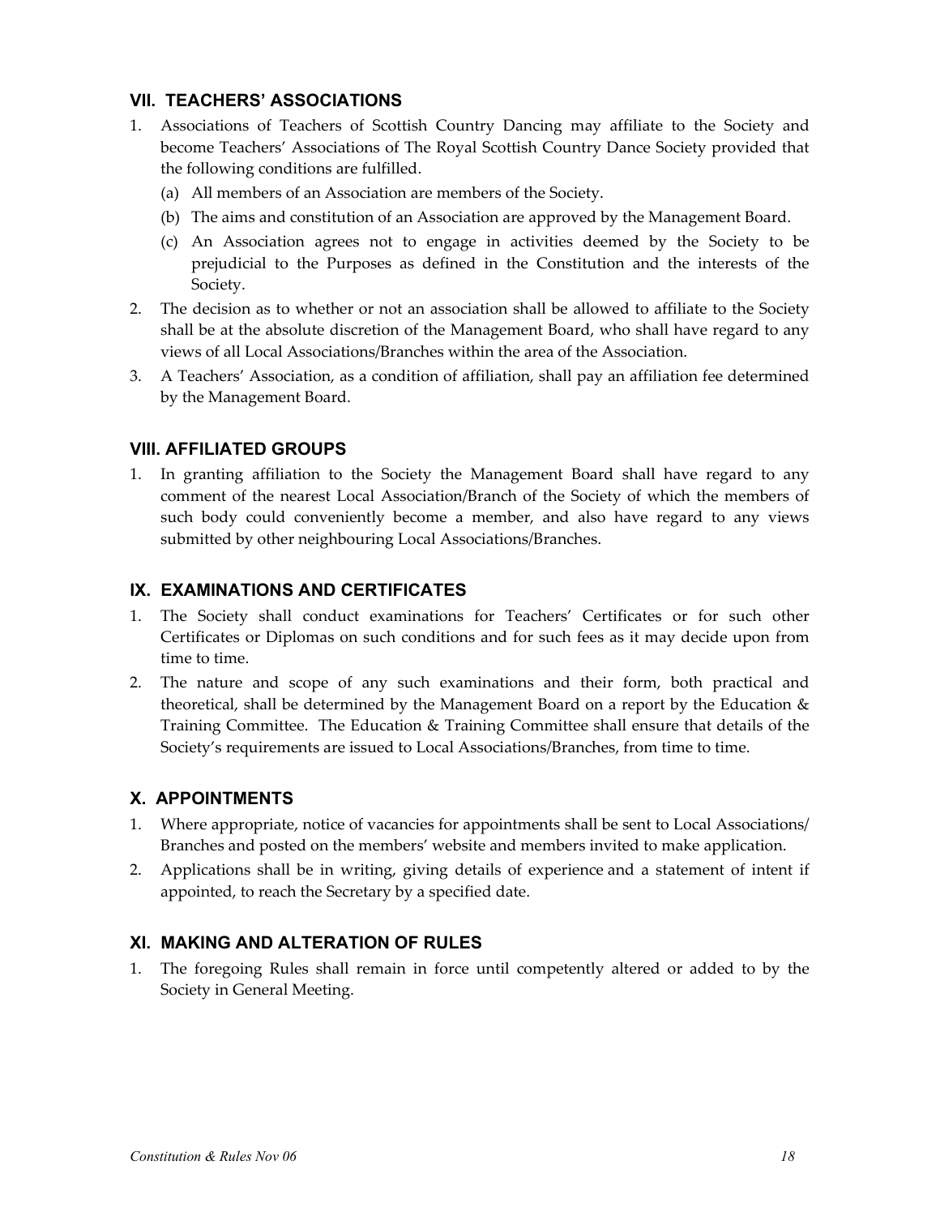## VII. TEACHERS' ASSOCIATIONS

1. Associations of Teachers of Scottish Country Dancing may affiliate to the Society and become Teachers' Associations of The Royal Scottish Country Dance Society provided that the following conditions are fulfilled.
   (a) All members of an Association are members of the Society.
   (b) The aims and constitution of an Association are approved by the Management Board.
   (c) An Association agrees not to engage in activities deemed by the Society to be prejudicial to the Purposes as defined in the Constitution and the interests of the Society.
2. The decision as to whether or not an association shall be allowed to affiliate to the Society shall be at the absolute discretion of the Management Board, who shall have regard to any views of all Local Associations/Branches within the area of the Association.
3. A Teachers' Association, as a condition of affiliation, shall pay an affiliation fee determined by the Management Board.

## VIII. AFFILIATED GROUPS

1. In granting affiliation to the Society the Management Board shall have regard to any comment of the nearest Local Association/Branch of the Society of which the members of such body could conveniently become a member, and also have regard to any views submitted by other neighbouring Local Associations/Branches.

## IX. EXAMINATIONS AND CERTIFICATES

1. The Society shall conduct examinations for Teachers' Certificates or for such other Certificates or Diplomas on such conditions and for such fees as it may decide upon from time to time.
2. The nature and scope of any such examinations and their form, both practical and theoretical, shall be determined by the Management Board on a report by the Education & Training Committee. The Education & Training Committee shall ensure that details of the Society's requirements are issued to Local Associations/Branches, from time to time.

## X. APPOINTMENTS

1. Where appropriate, notice of vacancies for appointments shall be sent to Local Associations/ Branches and posted on the members' website and members invited to make application.
2. Applications shall be in writing, giving details of experience and a statement of intent if appointed, to reach the Secretary by a specified date.

## XI. MAKING AND ALTERATION OF RULES

1. The foregoing Rules shall remain in force until competently altered or added to by the Society in General Meeting.